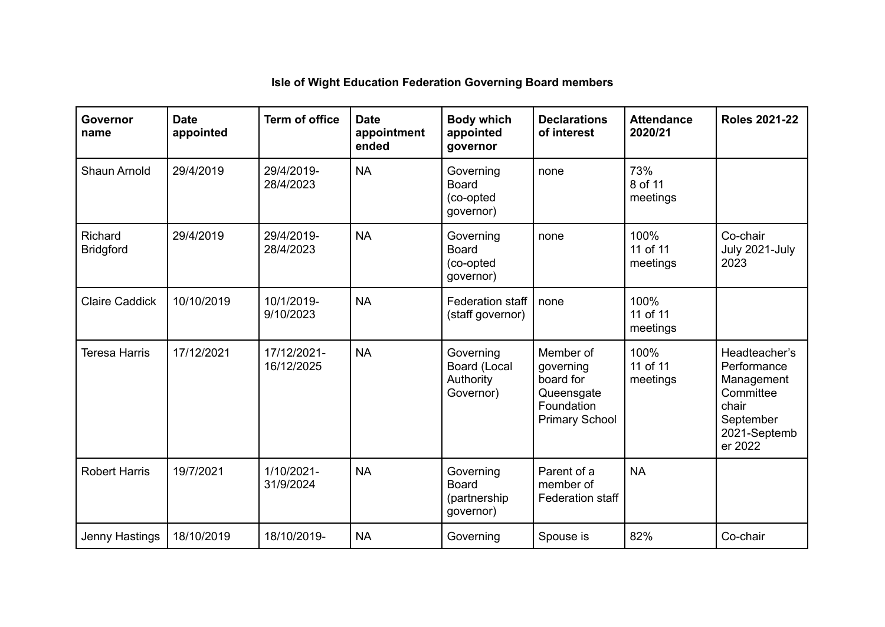**Isle of Wight Education Federation Governing Board members**

| Governor name | Date appointed | Term of office | Date appointment ended | Body which appointed governor | Declarations of interest | Attendance 2020/21 | Roles 2021-22 |
|---|---|---|---|---|---|---|---|
| Shaun Arnold | 29/4/2019 | 29/4/2019-28/4/2023 | NA | Governing Board (co-opted governor) | none | 73% 8 of 11 meetings | |
| Richard Bridgford | 29/4/2019 | 29/4/2019-28/4/2023 | NA | Governing Board (co-opted governor) | none | 100% 11 of 11 meetings | Co-chair July 2021-July 2023 |
| Claire Caddick | 10/10/2019 | 10/1/2019-9/10/2023 | NA | Federation staff (staff governor) | none | 100% 11 of 11 meetings | |
| Teresa Harris | 17/12/2021 | 17/12/2021-16/12/2025 | NA | Governing Board (Local Authority Governor) | Member of governing board for Queensgate Foundation Primary School | 100% 11 of 11 meetings | Headteacher's Performance Management Committee chair September 2021-September 2022 |
| Robert Harris | 19/7/2021 | 1/10/2021-31/9/2024 | NA | Governing Board (partnership governor) | Parent of a member of Federation staff | NA | |
| Jenny Hastings | 18/10/2019 | 18/10/2019- | NA | Governing | Spouse is | 82% | Co-chair |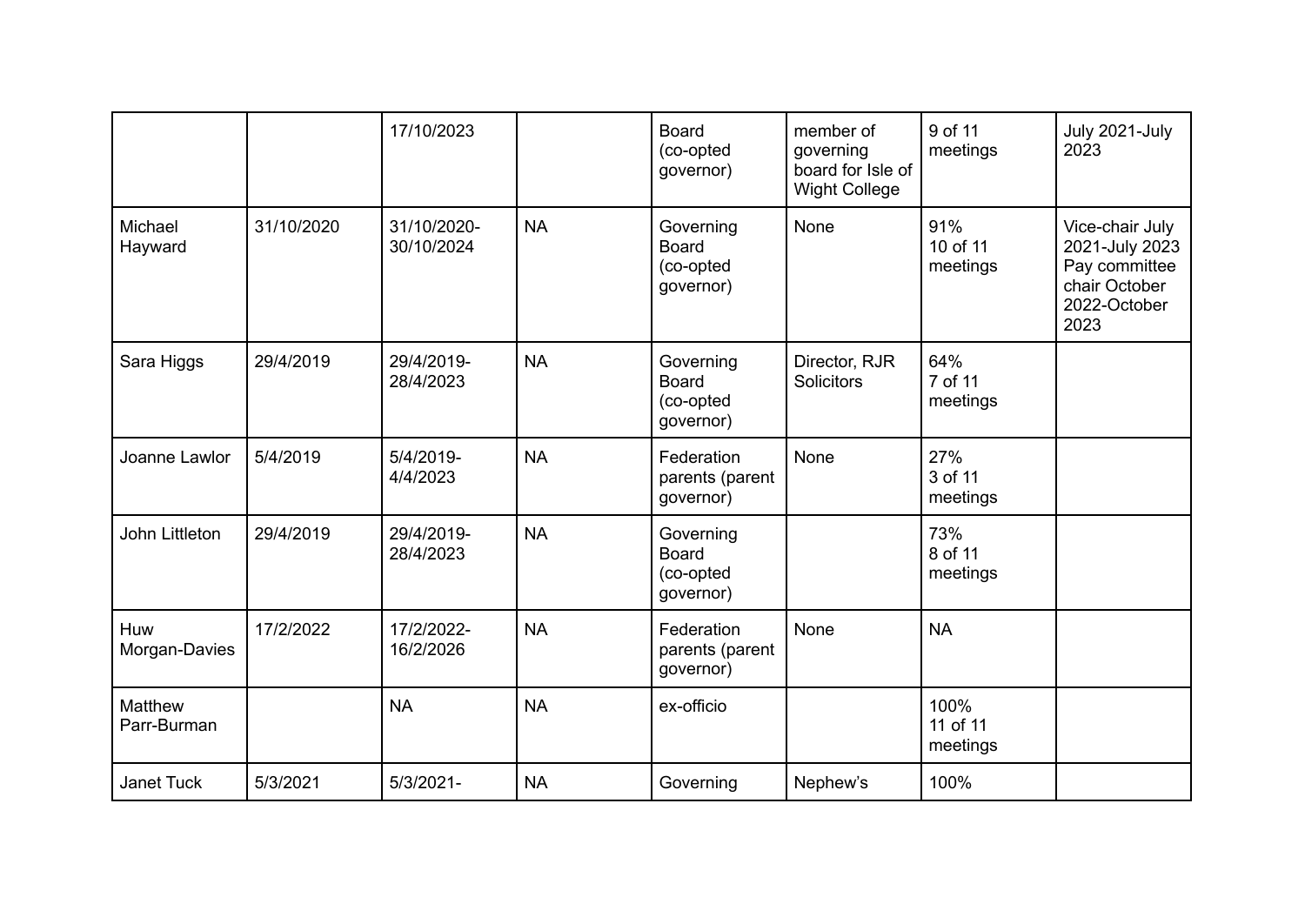| | | | | | | | |
|---|---|---|---|---|---|---|---|
| | | 17/10/2023 | | Board (co-opted governor) | member of governing board for Isle of Wight College | 9 of 11 meetings | July 2021-July 2023 |
| Michael Hayward | 31/10/2020 | 31/10/2020-30/10/2024 | NA | Governing Board (co-opted governor) | None | 91% 10 of 11 meetings | Vice-chair July 2021-July 2023 Pay committee chair October 2022-October 2023 |
| Sara Higgs | 29/4/2019 | 29/4/2019-28/4/2023 | NA | Governing Board (co-opted governor) | Director, RJR Solicitors | 64% 7 of 11 meetings | |
| Joanne Lawlor | 5/4/2019 | 5/4/2019-4/4/2023 | NA | Federation parents (parent governor) | None | 27% 3 of 11 meetings | |
| John Littleton | 29/4/2019 | 29/4/2019-28/4/2023 | NA | Governing Board (co-opted governor) | | 73% 8 of 11 meetings | |
| Huw Morgan-Davies | 17/2/2022 | 17/2/2022-16/2/2026 | NA | Federation parents (parent governor) | None | NA | |
| Matthew Parr-Burman | | NA | NA | ex-officio | | 100% 11 of 11 meetings | |
| Janet Tuck | 5/3/2021 | 5/3/2021- | NA | Governing | Nephew's | 100% | |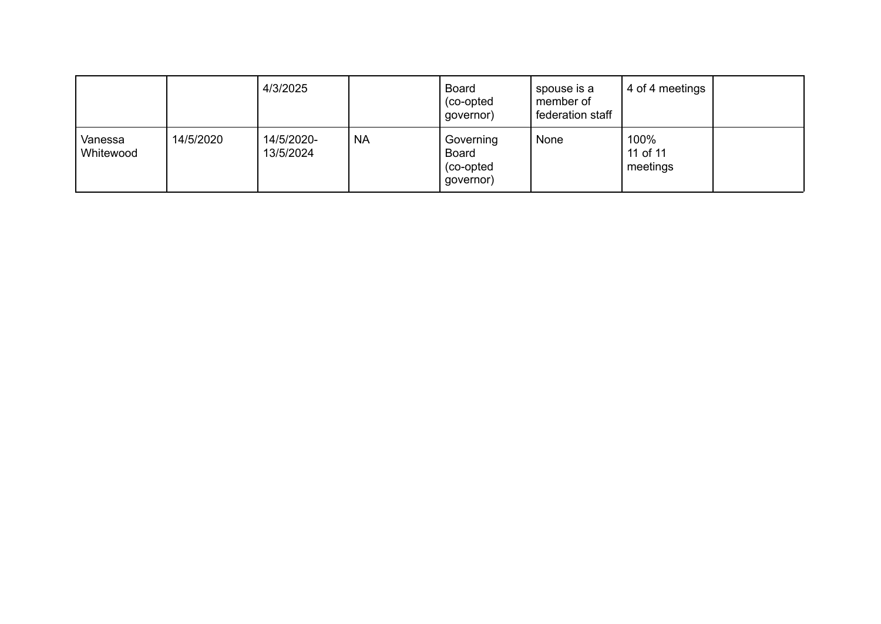| | | | | | | | |
|---|---|---|---|---|---|---|---|
| | | 4/3/2025 | | Board (co-opted governor) | spouse is a member of federation staff | 4 of 4 meetings | |
| Vanessa Whitewood | 14/5/2020 | 14/5/2020-13/5/2024 | NA | Governing Board (co-opted governor) | None | 100% 11 of 11 meetings | |